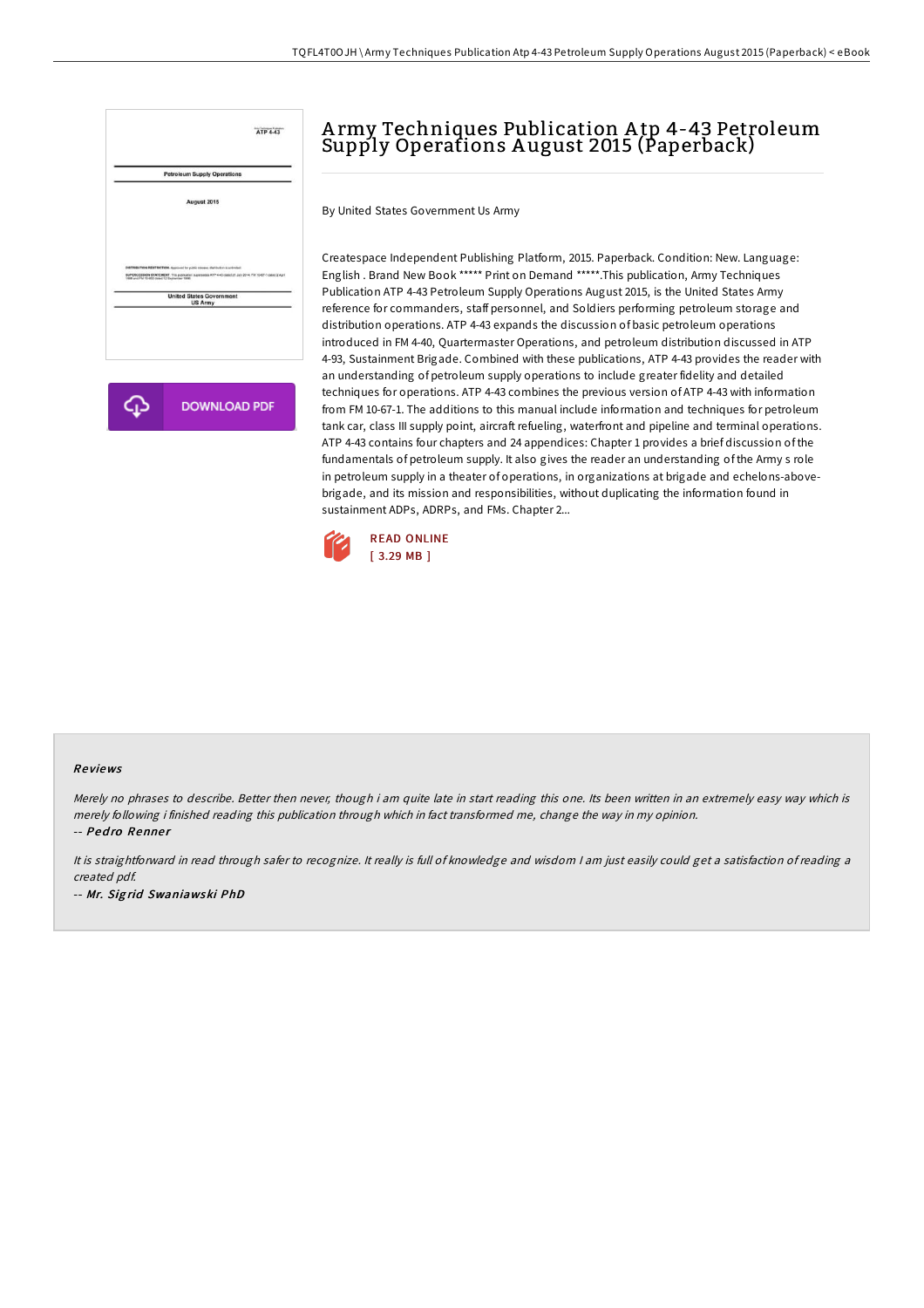# Army Techniques Publication Atp 4-43 Petroleum Supply Operations August 2015 (Paperback)

By United States Government Us Army

Createspace Independent Publishing Platform, 2015. Paperback. Condition: New. Language: English . Brand New Book ***** Print on Demand *****.This publication, Army Techniques Publication ATP 4-43 Petroleum Supply Operations August 2015, is the United States Army reference for commanders, staff personnel, and Soldiers performing petroleum storage and distribution operations. ATP 4-43 expands the discussion of basic petroleum operations introduced in FM 4-40, Quartermaster Operations, and petroleum distribution discussed in ATP 4-93, Sustainment Brigade. Combined with these publications, ATP 4-43 provides the reader with an understanding of petroleum supply operations to include greater fidelity and detailed techniques for operations. ATP 4-43 combines the previous version of ATP 4-43 with information from FM 10-67-1. The additions to this manual include information and techniques for petroleum tank car, class III supply point, aircraft refueling, waterfront and pipeline and terminal operations. ATP 4-43 contains four chapters and 24 appendices: Chapter 1 provides a brief discussion of the fundamentals of petroleum supply. It also gives the reader an understanding of the Army s role in petroleum supply in a theater of operations, in organizations at brigade and echelons-above-brigade, and its mission and responsibilities, without duplicating the information found in sustainment ADPs, ADRPs, and FMs. Chapter 2...

READ ONLINE
[ 3.29 MB ]

## Reviews

*Merely no phrases to describe. Better then never, though i am quite late in start reading this one. Its been written in an extremely easy way which is merely following i finished reading this publication through which in fact transformed me, change the way in my opinion.*

-- *Pedro Renner*

*It is straightforward in read through safer to recognize. It really is full of knowledge and wisdom I am just easily could get a satisfaction of reading a created pdf.*

-- *Mr. Sigrid Swaniawski PhD*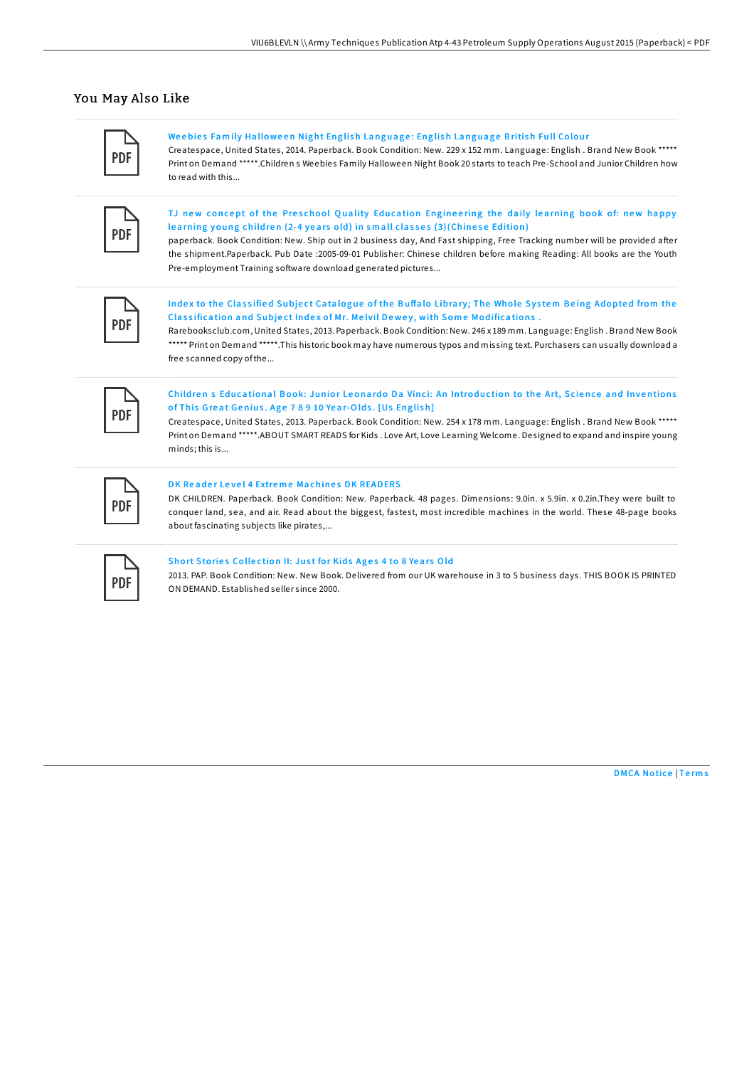## You May Also Like

**Weebies Family Halloween Night English Language: English Language British Full Colour**

Createspace, United States, 2014. Paperback. Book Condition: New. 229 x 152 mm. Language: English . Brand New Book ***** Print on Demand *****.Children s Weebies Family Halloween Night Book 20 starts to teach Pre-School and Junior Children how to read with this...

**TJ new concept of the Preschool Quality Education Engineering the daily learning book of: new happy learning young children (2-4 years old) in small classes (3)(Chinese Edition)**

paperback. Book Condition: New. Ship out in 2 business day, And Fast shipping, Free Tracking number will be provided after the shipment.Paperback. Pub Date :2005-09-01 Publisher: Chinese children before making Reading: All books are the Youth Pre-employment Training software download generated pictures...

**Index to the Classified Subject Catalogue of the Buffalo Library; The Whole System Being Adopted from the Classification and Subject Index of Mr. Melvil Dewey, with Some Modifications .**

Rarebooksclub.com, United States, 2013. Paperback. Book Condition: New. 246 x 189 mm. Language: English . Brand New Book ***** Print on Demand *****.This historic book may have numerous typos and missing text. Purchasers can usually download a free scanned copy of the...

**Children s Educational Book: Junior Leonardo Da Vinci: An Introduction to the Art, Science and Inventions of This Great Genius. Age 7 8 9 10 Year-Olds. [Us English]**

Createspace, United States, 2013. Paperback. Book Condition: New. 254 x 178 mm. Language: English . Brand New Book ***** Print on Demand *****.ABOUT SMART READS for Kids . Love Art, Love Learning Welcome. Designed to expand and inspire young minds; this is...

**DK Reader Level 4 Extreme Machines DK READERS**

DK CHILDREN. Paperback. Book Condition: New. Paperback. 48 pages. Dimensions: 9.0in. x 5.9in. x 0.2in.They were built to conquer land, sea, and air. Read about the biggest, fastest, most incredible machines in the world. These 48-page books about fascinating subjects like pirates,...

**Short Stories Collection II: Just for Kids Ages 4 to 8 Years Old**

2013. PAP. Book Condition: New. New Book. Delivered from our UK warehouse in 3 to 5 business days. THIS BOOK IS PRINTED ON DEMAND. Established seller since 2000.